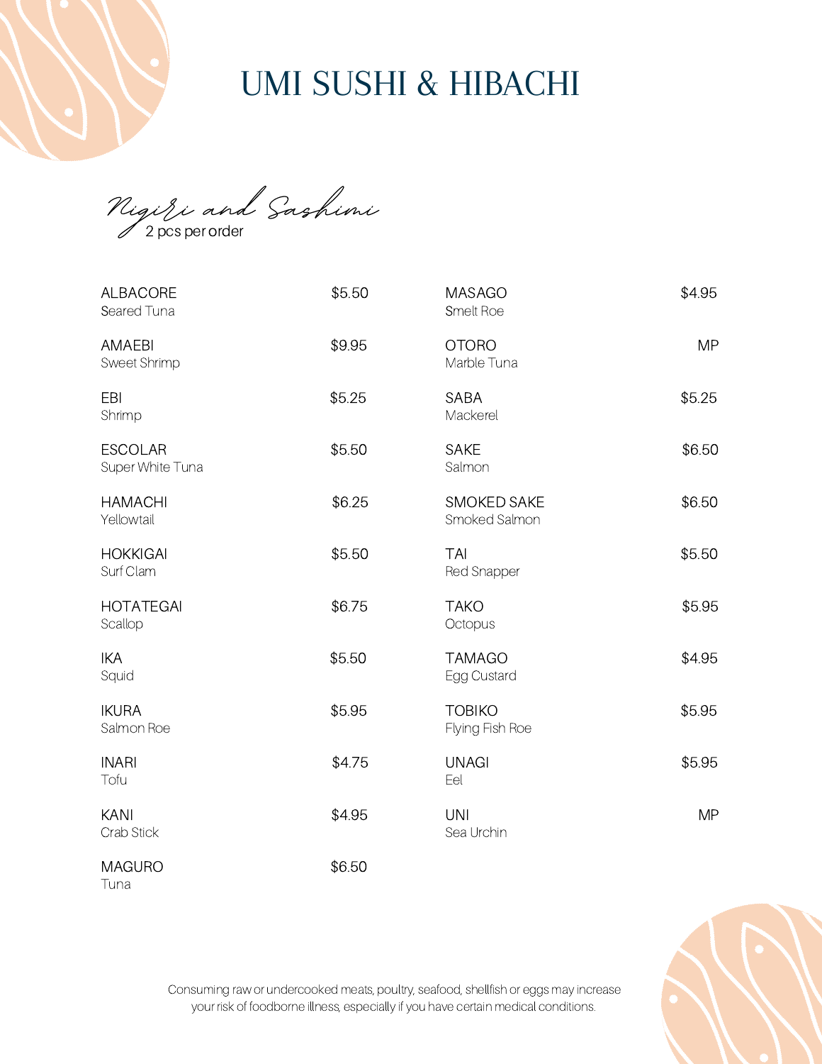# UMI SUSHI & HIBACHI

## Nigiri and Sashimi

2 pcs per order

| Item | Price |
|---|---|
| ALBACORE<br>Seared Tuna | $5.50 |
| AMAEBI<br>Sweet Shrimp | $9.95 |
| EBI<br>Shrimp | $5.25 |
| ESCOLAR<br>Super White Tuna | $5.50 |
| HAMACHI<br>Yellowtail | $6.25 |
| HOKKIGAI<br>Surf Clam | $5.50 |
| HOTATEGAI<br>Scallop | $6.75 |
| IKA<br>Squid | $5.50 |
| IKURA<br>Salmon Roe | $5.95 |
| INARI<br>Tofu | $4.75 |
| KANI<br>Crab Stick | $4.95 |
| MAGURO<br>Tuna | $6.50 |
| MASAGO<br>Smelt Roe | $4.95 |
| OTORO<br>Marble Tuna | MP |
| SABA<br>Mackerel | $5.25 |
| SAKE<br>Salmon | $6.50 |
| SMOKED SAKE<br>Smoked Salmon | $6.50 |
| TAI<br>Red Snapper | $5.50 |
| TAKO<br>Octopus | $5.95 |
| TAMAGO<br>Egg Custard | $4.95 |
| TOBIKO<br>Flying Fish Roe | $5.95 |
| UNAGI<br>Eel | $5.95 |
| UNI<br>Sea Urchin | MP |

Consuming raw or undercooked meats, poultry, seafood, shellfish or eggs may increase your risk of foodborne illness, especially if you have certain medical conditions.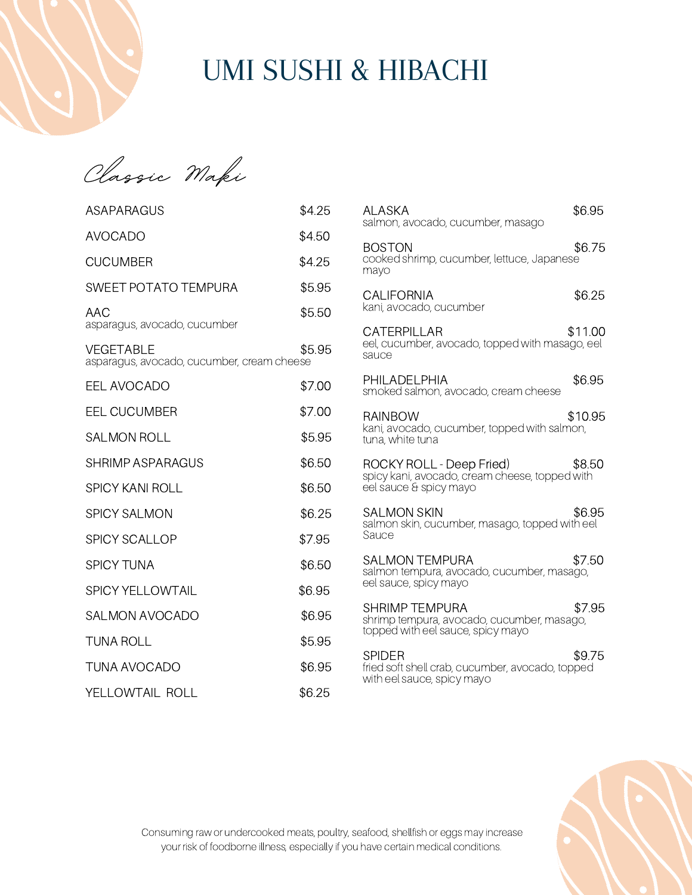# UMI SUSHI & HIBACHI

## *Classic Maki*

ASAPARAGUS $4.25

AVOCADO $4.50

CUCUMBER $4.25

SWEET POTATO TEMPURA $5.95

AAC $5.50
asparagus, avocado, cucumber

VEGETABLE $5.95
asparagus, avocado, cucumber, cream cheese

EEL AVOCADO $7.00

EEL CUCUMBER $7.00

SALMON ROLL $5.95

SHRIMP ASPARAGUS $6.50

SPICY KANI ROLL $6.50

SPICY SALMON $6.25

SPICY SCALLOP $7.95

SPICY TUNA $6.50

SPICY YELLOWTAIL $6.95

SALMON AVOCADO $6.95

TUNA ROLL $5.95

TUNA AVOCADO $6.95

YELLOWTAIL ROLL $6.25

ALASKA $6.95
salmon, avocado, cucumber, masago

BOSTON $6.75
cooked shrimp, cucumber, lettuce, Japanese mayo

CALIFORNIA $6.25
kani, avocado, cucumber

CATERPILLAR $11.00
eel, cucumber, avocado, topped with masago, eel sauce

PHILADELPHIA $6.95
smoked salmon, avocado, cream cheese

RAINBOW $10.95
kani, avocado, cucumber, topped with salmon, tuna, white tuna

ROCKY ROLL - Deep Fried) $8.50
spicy kani, avocado, cream cheese, topped with eel sauce & spicy mayo

SALMON SKIN $6.95
salmon skin, cucumber, masago, topped with eel Sauce

SALMON TEMPURA $7.50
salmon tempura, avocado, cucumber, masago, eel sauce, spicy mayo

SHRIMP TEMPURA $7.95
shrimp tempura, avocado, cucumber, masago, topped with eel sauce, spicy mayo

SPIDER $9.75
fried soft shell crab, cucumber, avocado, topped with eel sauce, spicy mayo

Consuming raw or undercooked meats, poultry, seafood, shellfish or eggs may increase your risk of foodborne illness, especially if you have certain medical conditions.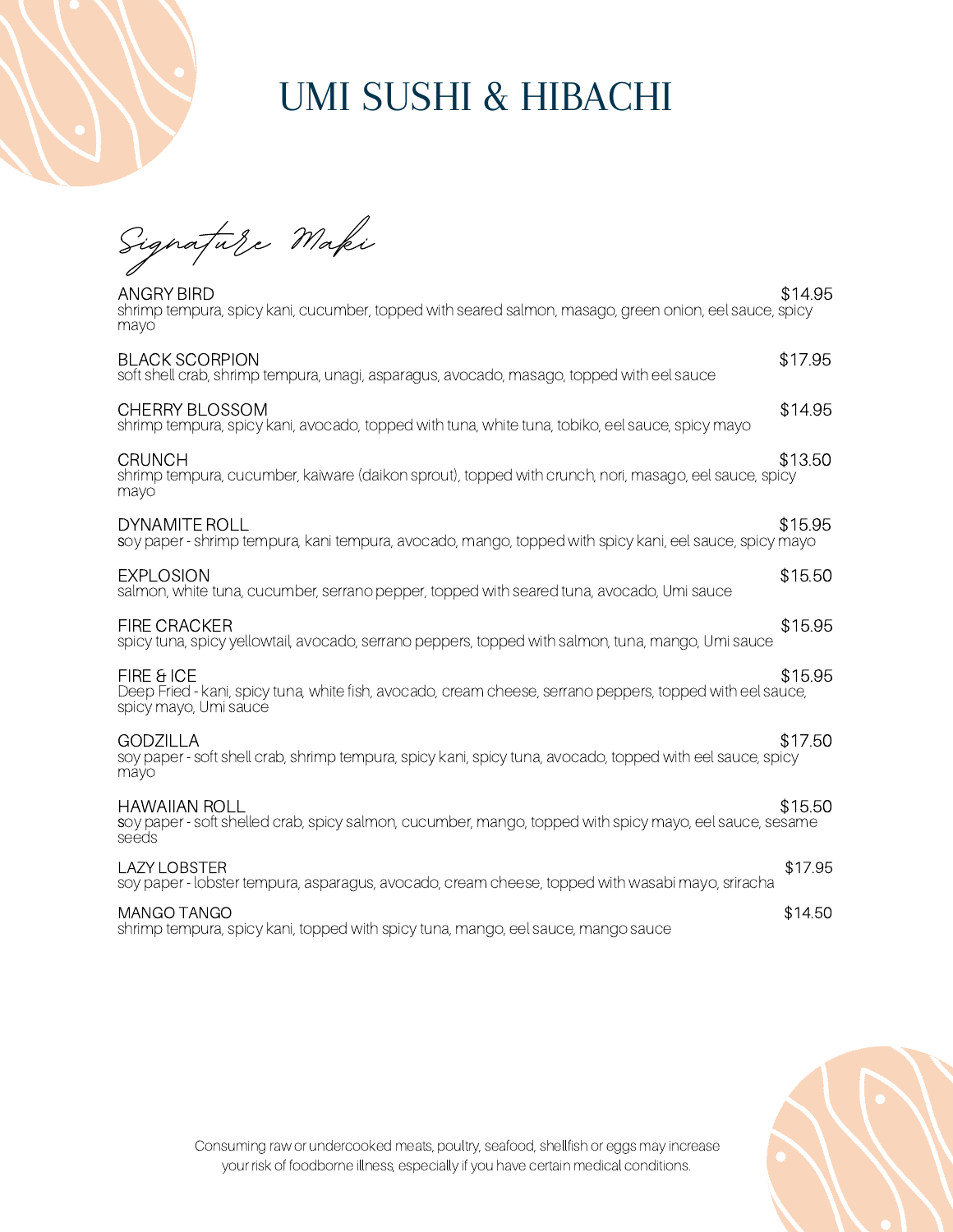# UMI SUSHI & HIBACHI

## Signature Maki

**ANGRY BIRD** $14.95
shrimp tempura, spicy kani, cucumber, topped with seared salmon, masago, green onion, eel sauce, spicy mayo

**BLACK SCORPION** $17.95
soft shell crab, shrimp tempura, unagi, asparagus, avocado, masago, topped with eel sauce

**CHERRY BLOSSOM** $14.95
shrimp tempura, spicy kani, avocado, topped with tuna, white tuna, tobiko, eel sauce, spicy mayo

**CRUNCH** $13.50
shrimp tempura, cucumber, kaiware (daikon sprout), topped with crunch, nori, masago, eel sauce, spicy mayo

**DYNAMITE ROLL** $15.95
soy paper - shrimp tempura, kani tempura, avocado, mango, topped with spicy kani, eel sauce, spicy mayo

**EXPLOSION** $15.50
salmon, white tuna, cucumber, serrano pepper, topped with seared tuna, avocado, Umi sauce

**FIRE CRACKER** $15.95
spicy tuna, spicy yellowtail, avocado, serrano peppers, topped with salmon, tuna, mango, Umi sauce

**FIRE & ICE** $15.95
Deep Fried - kani, spicy tuna, white fish, avocado, cream cheese, serrano peppers, topped with eel sauce, spicy mayo, Umi sauce

**GODZILLA** $17.50
soy paper - soft shell crab, shrimp tempura, spicy kani, spicy tuna, avocado, topped with eel sauce, spicy mayo

**HAWAIIAN ROLL** $15.50
soy paper - soft shelled crab, spicy salmon, cucumber, mango, topped with spicy mayo, eel sauce, sesame seeds

**LAZY LOBSTER** $17.95
soy paper - lobster tempura, asparagus, avocado, cream cheese, topped with wasabi mayo, sriracha

**MANGO TANGO** $14.50
shrimp tempura, spicy kani, topped with spicy tuna, mango, eel sauce, mango sauce

Consuming raw or undercooked meats, poultry, seafood, shellfish or eggs may increase your risk of foodborne illness, especially if you have certain medical conditions.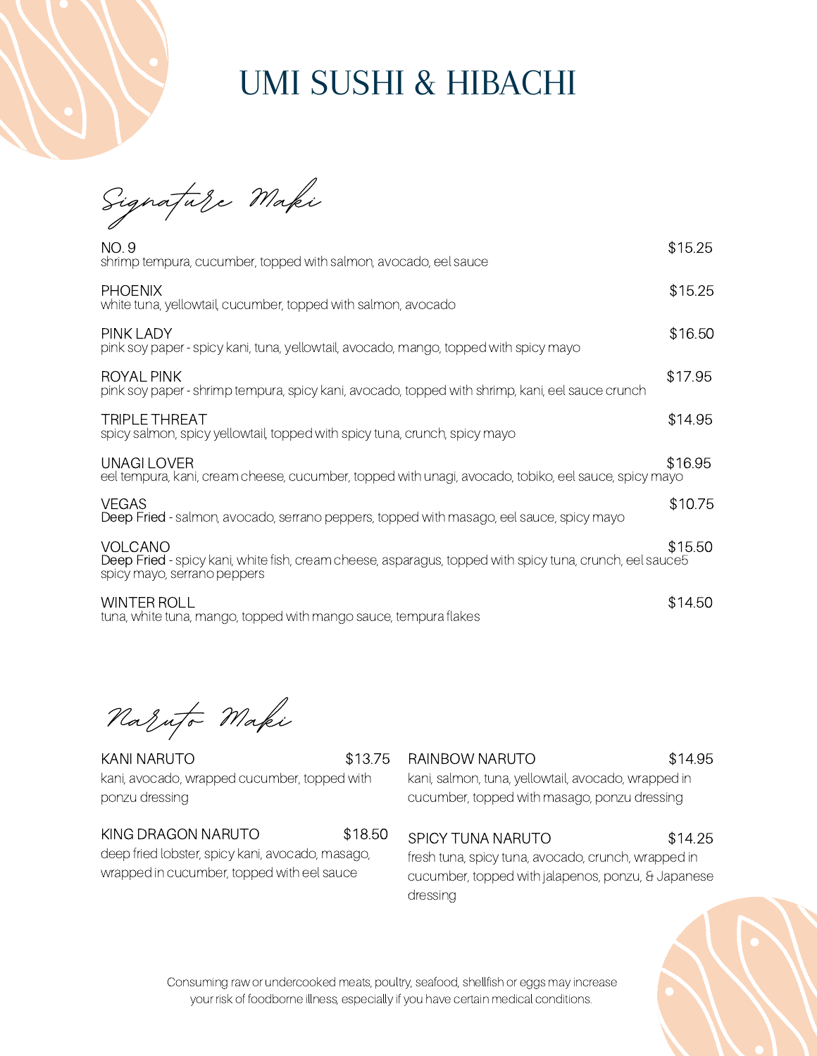# UMI SUSHI & HIBACHI

## Signature Maki

**NO. 9** — $15.25
shrimp tempura, cucumber, topped with salmon, avocado, eel sauce

**PHOENIX** — $15.25
white tuna, yellowtail, cucumber, topped with salmon, avocado

**PINK LADY** — $16.50
pink soy paper - spicy kani, tuna, yellowtail, avocado, mango, topped with spicy mayo

**ROYAL PINK** — $17.95
pink soy paper - shrimp tempura, spicy kani, avocado, topped with shrimp, kani, eel sauce crunch

**TRIPLE THREAT** — $14.95
spicy salmon, spicy yellowtail, topped with spicy tuna, crunch, spicy mayo

**UNAGI LOVER** — $16.95
eel tempura, kani, cream cheese, cucumber, topped with unagi, avocado, tobiko, eel sauce, spicy mayo

**VEGAS** — $10.75
Deep Fried - salmon, avocado, serrano peppers, topped with masago, eel sauce, spicy mayo

**VOLCANO** — $15.50
Deep Fried - spicy kani, white fish, cream cheese, asparagus, topped with spicy tuna, crunch, eel sauce5 spicy mayo, serrano peppers

**WINTER ROLL** — $14.50
tuna, white tuna, mango, topped with mango sauce, tempura flakes

## Naruto Maki

**KANI NARUTO** — $13.75
kani, avocado, wrapped cucumber, topped with ponzu dressing

**KING DRAGON NARUTO** — $18.50
deep fried lobster, spicy kani, avocado, masago, wrapped in cucumber, topped with eel sauce

**RAINBOW NARUTO** — $14.95
kani, salmon, tuna, yellowtail, avocado, wrapped in cucumber, topped with masago, ponzu dressing

**SPICY TUNA NARUTO** — $14.25
fresh tuna, spicy tuna, avocado, crunch, wrapped in cucumber, topped with jalapenos, ponzu, & Japanese dressing

Consuming raw or undercooked meats, poultry, seafood, shellfish or eggs may increase your risk of foodborne illness, especially if you have certain medical conditions.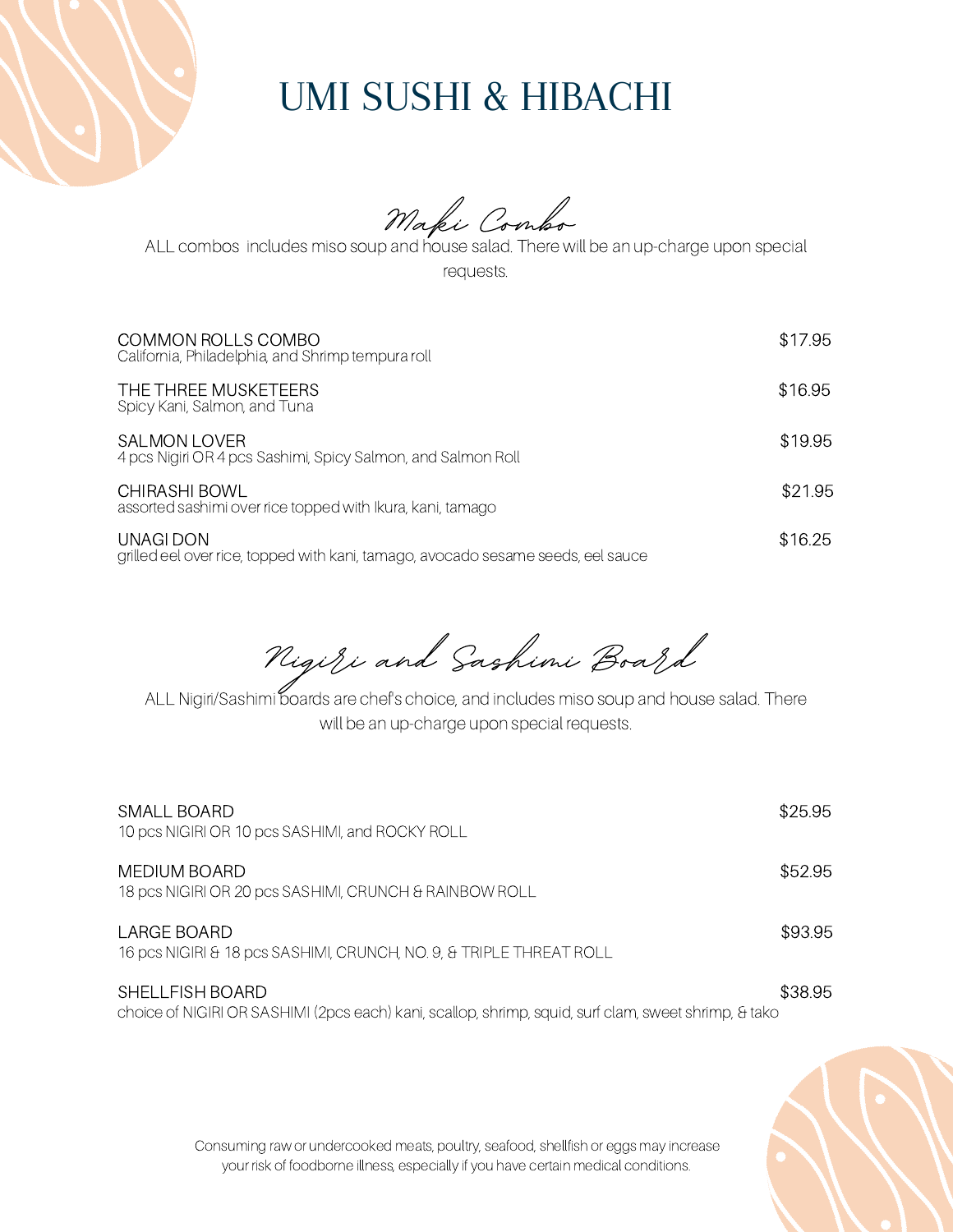# UMI SUSHI & HIBACHI

## *Maki Combo*

ALL combos  includes miso soup and house salad. There will be an up-charge upon special requests.

| | |
|---|---|
| COMMON ROLLS COMBO<br>California, Philadelphia, and Shrimp tempura roll | $17.95 |
| THE THREE MUSKETEERS<br>Spicy Kani, Salmon, and Tuna | $16.95 |
| SALMON LOVER<br>4 pcs Nigiri OR 4 pcs Sashimi, Spicy Salmon, and Salmon Roll | $19.95 |
| CHIRASHI BOWL<br>assorted sashimi over rice topped with Ikura, kani, tamago | $21.95 |
| UNAGI DON<br>grilled eel over rice, topped with kani, tamago, avocado sesame seeds, eel sauce | $16.25 |

## *Nigiri and Sashimi Board*

ALL Nigiri/Sashimi boards are chef's choice, and includes miso soup and house salad. There will be an up-charge upon special requests.

| | |
|---|---|
| SMALL BOARD<br>10 pcs NIGIRI OR 10 pcs SASHIMI, and ROCKY ROLL | $25.95 |
| MEDIUM BOARD<br>18 pcs NIGIRI OR 20 pcs SASHIMI, CRUNCH & RAINBOW ROLL | $52.95 |
| LARGE BOARD<br>16 pcs NIGIRI & 18 pcs SASHIMI, CRUNCH, NO. 9, & TRIPLE THREAT ROLL | $93.95 |
| SHELLFISH BOARD<br>choice of NIGIRI OR SASHIMI (2pcs each) kani, scallop, shrimp, squid, surf clam, sweet shrimp, & tako | $38.95 |

Consuming raw or undercooked meats, poultry, seafood, shellfish or eggs may increase your risk of foodborne illness, especially if you have certain medical conditions.